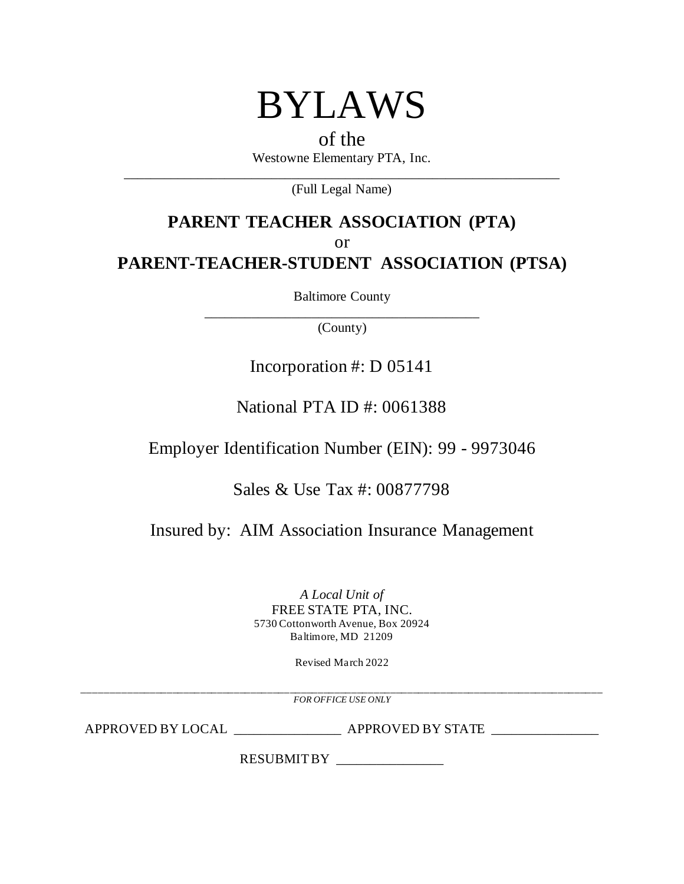# BYLAWS

of the

Westowne Elementary PTA, Inc.

(Full Legal Name)

## PARENT TEACHER ASSOCIATION (PTA)

or

## PARENT-TEACHER-STUDENT ASSOCIATION (PTSA)

Baltimore County

(County)

Incorporation #: D 05141

National PTA ID #: 0061388

Employer Identification Number (EIN): 99 - 9973046

Sales & Use Tax #: 00877798

Insured by: AIM Association Insurance Management

*A Local Unit of*
FREE STATE PTA, INC.
5730 Cottonworth Avenue, Box 20924
Baltimore, MD 21209

Revised March 2022

---

*FOR OFFICE USE ONLY*

APPROVED BY LOCAL ________________ APPROVED BY STATE ________________

RESUBMIT BY ________________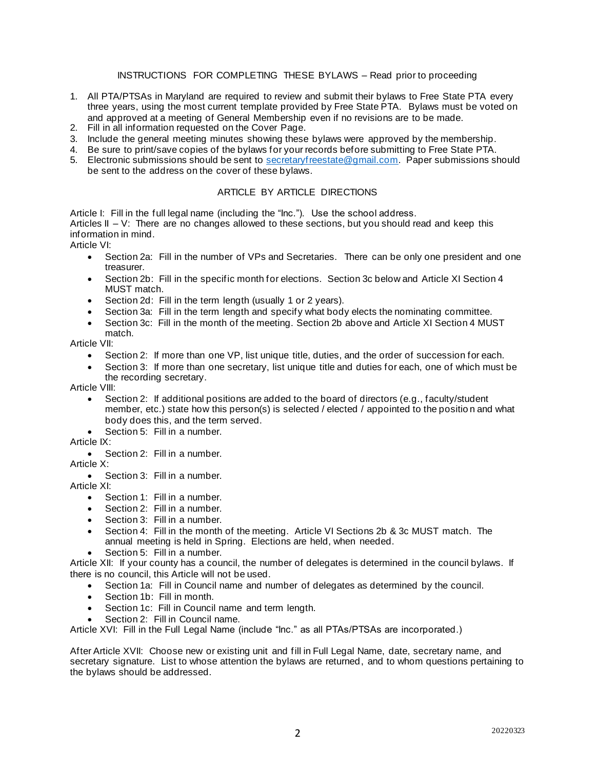## INSTRUCTIONS FOR COMPLETING THESE BYLAWS – Read prior to proceeding

1. All PTA/PTSAs in Maryland are required to review and submit their bylaws to Free State PTA every three years, using the most current template provided by Free State PTA. Bylaws must be voted on and approved at a meeting of General Membership even if no revisions are to be made.
2. Fill in all information requested on the Cover Page.
3. Include the general meeting minutes showing these bylaws were approved by the membership.
4. Be sure to print/save copies of the bylaws for your records before submitting to Free State PTA.
5. Electronic submissions should be sent to secretaryfreestate@gmail.com. Paper submissions should be sent to the address on the cover of these bylaws.

## ARTICLE BY ARTICLE DIRECTIONS

Article I: Fill in the full legal name (including the "Inc."). Use the school address.
Articles II – V: There are no changes allowed to these sections, but you should read and keep this information in mind.
Article VI:

- Section 2a: Fill in the number of VPs and Secretaries. There can be only one president and one treasurer.
- Section 2b: Fill in the specific month for elections. Section 3c below and Article XI Section 4 MUST match.
- Section 2d: Fill in the term length (usually 1 or 2 years).
- Section 3a: Fill in the term length and specify what body elects the nominating committee.
- Section 3c: Fill in the month of the meeting. Section 2b above and Article XI Section 4 MUST match.

Article VII:

- Section 2: If more than one VP, list unique title, duties, and the order of succession for each.
- Section 3: If more than one secretary, list unique title and duties for each, one of which must be the recording secretary.

Article VIII:

- Section 2: If additional positions are added to the board of directors (e.g., faculty/student member, etc.) state how this person(s) is selected / elected / appointed to the position and what body does this, and the term served.
- Section 5: Fill in a number.

Article IX:

- Section 2: Fill in a number.

Article X:

- Section 3: Fill in a number.

Article XI:

- Section 1: Fill in a number.
- Section 2: Fill in a number.
- Section 3: Fill in a number.
- Section 4: Fill in the month of the meeting. Article VI Sections 2b & 3c MUST match. The annual meeting is held in Spring. Elections are held, when needed.
- Section 5: Fill in a number.

Article XII: If your county has a council, the number of delegates is determined in the council bylaws. If there is no council, this Article will not be used.

- Section 1a: Fill in Council name and number of delegates as determined by the council.
- Section 1b: Fill in month.
- Section 1c: Fill in Council name and term length.
- Section 2: Fill in Council name.

Article XVI: Fill in the Full Legal Name (include "Inc." as all PTAs/PTSAs are incorporated.)

After Article XVII: Choose new or existing unit and fill in Full Legal Name, date, secretary name, and secretary signature. List to whose attention the bylaws are returned, and to whom questions pertaining to the bylaws should be addressed.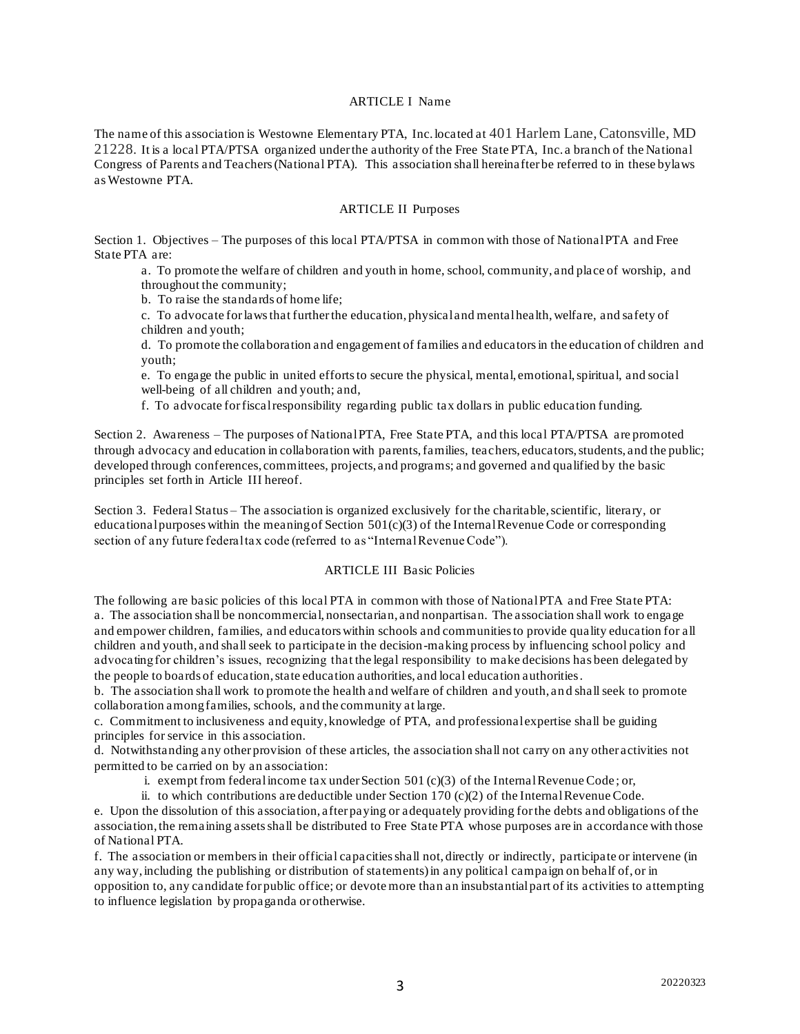## ARTICLE I Name

The name of this association is Westowne Elementary PTA, Inc. located at 401 Harlem Lane, Catonsville, MD 21228. It is a local PTA/PTSA organized under the authority of the Free State PTA, Inc. a branch of the National Congress of Parents and Teachers (National PTA). This association shall hereinafter be referred to in these bylaws as Westowne PTA.

## ARTICLE II Purposes

Section 1. Objectives – The purposes of this local PTA/PTSA in common with those of National PTA and Free State PTA are:

a. To promote the welfare of children and youth in home, school, community, and place of worship, and throughout the community;

b. To raise the standards of home life;

c. To advocate for laws that further the education, physical and mental health, welfare, and safety of children and youth;

d. To promote the collaboration and engagement of families and educators in the education of children and youth;

e. To engage the public in united efforts to secure the physical, mental, emotional, spiritual, and social well-being of all children and youth; and,

f. To advocate for fiscal responsibility regarding public tax dollars in public education funding.

Section 2. Awareness – The purposes of National PTA, Free State PTA, and this local PTA/PTSA are promoted through advocacy and education in collaboration with parents, families, teachers, educators, students, and the public; developed through conferences, committees, projects, and programs; and governed and qualified by the basic principles set forth in Article III hereof.

Section 3. Federal Status – The association is organized exclusively for the charitable, scientific, literary, or educational purposes within the meaning of Section 501(c)(3) of the Internal Revenue Code or corresponding section of any future federal tax code (referred to as "Internal Revenue Code").

## ARTICLE III Basic Policies

The following are basic policies of this local PTA in common with those of National PTA and Free State PTA:

a. The association shall be noncommercial, nonsectarian, and nonpartisan. The association shall work to engage and empower children, families, and educators within schools and communities to provide quality education for all children and youth, and shall seek to participate in the decision-making process by influencing school policy and advocating for children's issues, recognizing that the legal responsibility to make decisions has been delegated by the people to boards of education, state education authorities, and local education authorities.

b. The association shall work to promote the health and welfare of children and youth, and shall seek to promote collaboration among families, schools, and the community at large.

c. Commitment to inclusiveness and equity, knowledge of PTA, and professional expertise shall be guiding principles for service in this association.

d. Notwithstanding any other provision of these articles, the association shall not carry on any other activities not permitted to be carried on by an association:

i. exempt from federal income tax under Section 501 (c)(3) of the Internal Revenue Code; or,

ii. to which contributions are deductible under Section 170 (c)(2) of the Internal Revenue Code.

e. Upon the dissolution of this association, after paying or adequately providing for the debts and obligations of the association, the remaining assets shall be distributed to Free State PTA whose purposes are in accordance with those of National PTA.

f. The association or members in their official capacities shall not, directly or indirectly, participate or intervene (in any way, including the publishing or distribution of statements) in any political campaign on behalf of, or in opposition to, any candidate for public office; or devote more than an insubstantial part of its activities to attempting to influence legislation by propaganda or otherwise.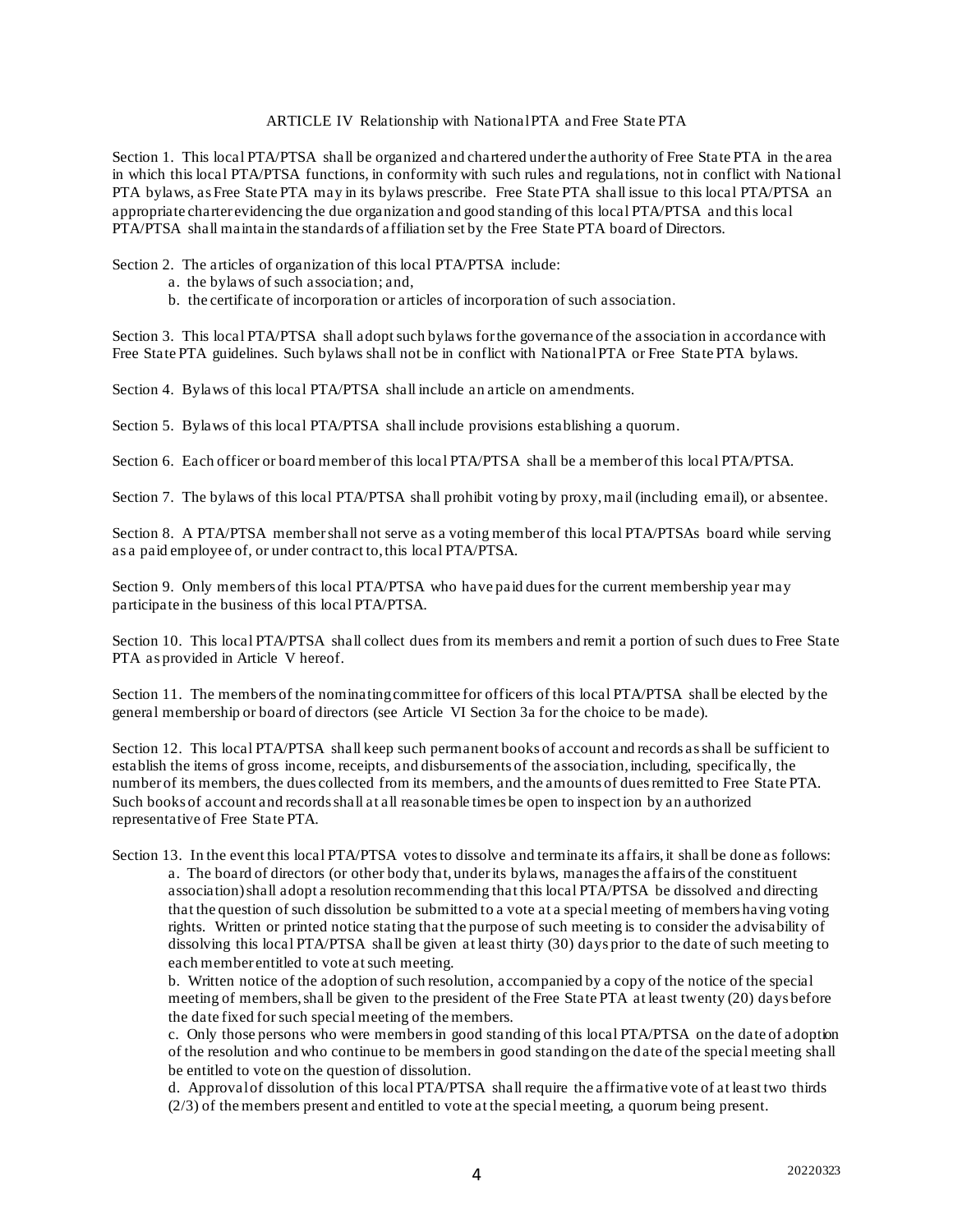## ARTICLE IV Relationship with National PTA and Free State PTA

Section 1. This local PTA/PTSA shall be organized and chartered under the authority of Free State PTA in the area in which this local PTA/PTSA functions, in conformity with such rules and regulations, not in conflict with National PTA bylaws, as Free State PTA may in its bylaws prescribe. Free State PTA shall issue to this local PTA/PTSA an appropriate charter evidencing the due organization and good standing of this local PTA/PTSA and this local PTA/PTSA shall maintain the standards of affiliation set by the Free State PTA board of Directors.

Section 2. The articles of organization of this local PTA/PTSA include:

a. the bylaws of such association; and,

b. the certificate of incorporation or articles of incorporation of such association.

Section 3. This local PTA/PTSA shall adopt such bylaws for the governance of the association in accordance with Free State PTA guidelines. Such bylaws shall not be in conflict with National PTA or Free State PTA bylaws.

Section 4. Bylaws of this local PTA/PTSA shall include an article on amendments.

Section 5. Bylaws of this local PTA/PTSA shall include provisions establishing a quorum.

Section 6. Each officer or board member of this local PTA/PTSA shall be a member of this local PTA/PTSA.

Section 7. The bylaws of this local PTA/PTSA shall prohibit voting by proxy, mail (including email), or absentee.

Section 8. A PTA/PTSA member shall not serve as a voting member of this local PTA/PTSAs board while serving as a paid employee of, or under contract to, this local PTA/PTSA.

Section 9. Only members of this local PTA/PTSA who have paid dues for the current membership year may participate in the business of this local PTA/PTSA.

Section 10. This local PTA/PTSA shall collect dues from its members and remit a portion of such dues to Free State PTA as provided in Article V hereof.

Section 11. The members of the nominating committee for officers of this local PTA/PTSA shall be elected by the general membership or board of directors (see Article VI Section 3a for the choice to be made).

Section 12. This local PTA/PTSA shall keep such permanent books of account and records as shall be sufficient to establish the items of gross income, receipts, and disbursements of the association, including, specifically, the number of its members, the dues collected from its members, and the amounts of dues remitted to Free State PTA. Such books of account and records shall at all reasonable times be open to inspection by an authorized representative of Free State PTA.

Section 13. In the event this local PTA/PTSA votes to dissolve and terminate its affairs, it shall be done as follows:

a. The board of directors (or other body that, under its bylaws, manages the affairs of the constituent association) shall adopt a resolution recommending that this local PTA/PTSA be dissolved and directing that the question of such dissolution be submitted to a vote at a special meeting of members having voting rights. Written or printed notice stating that the purpose of such meeting is to consider the advisability of dissolving this local PTA/PTSA shall be given at least thirty (30) days prior to the date of such meeting to each member entitled to vote at such meeting.

b. Written notice of the adoption of such resolution, accompanied by a copy of the notice of the special meeting of members, shall be given to the president of the Free State PTA at least twenty (20) days before the date fixed for such special meeting of the members.

c. Only those persons who were members in good standing of this local PTA/PTSA on the date of adoption of the resolution and who continue to be members in good standing on the date of the special meeting shall be entitled to vote on the question of dissolution.

d. Approval of dissolution of this local PTA/PTSA shall require the affirmative vote of at least two thirds (2/3) of the members present and entitled to vote at the special meeting, a quorum being present.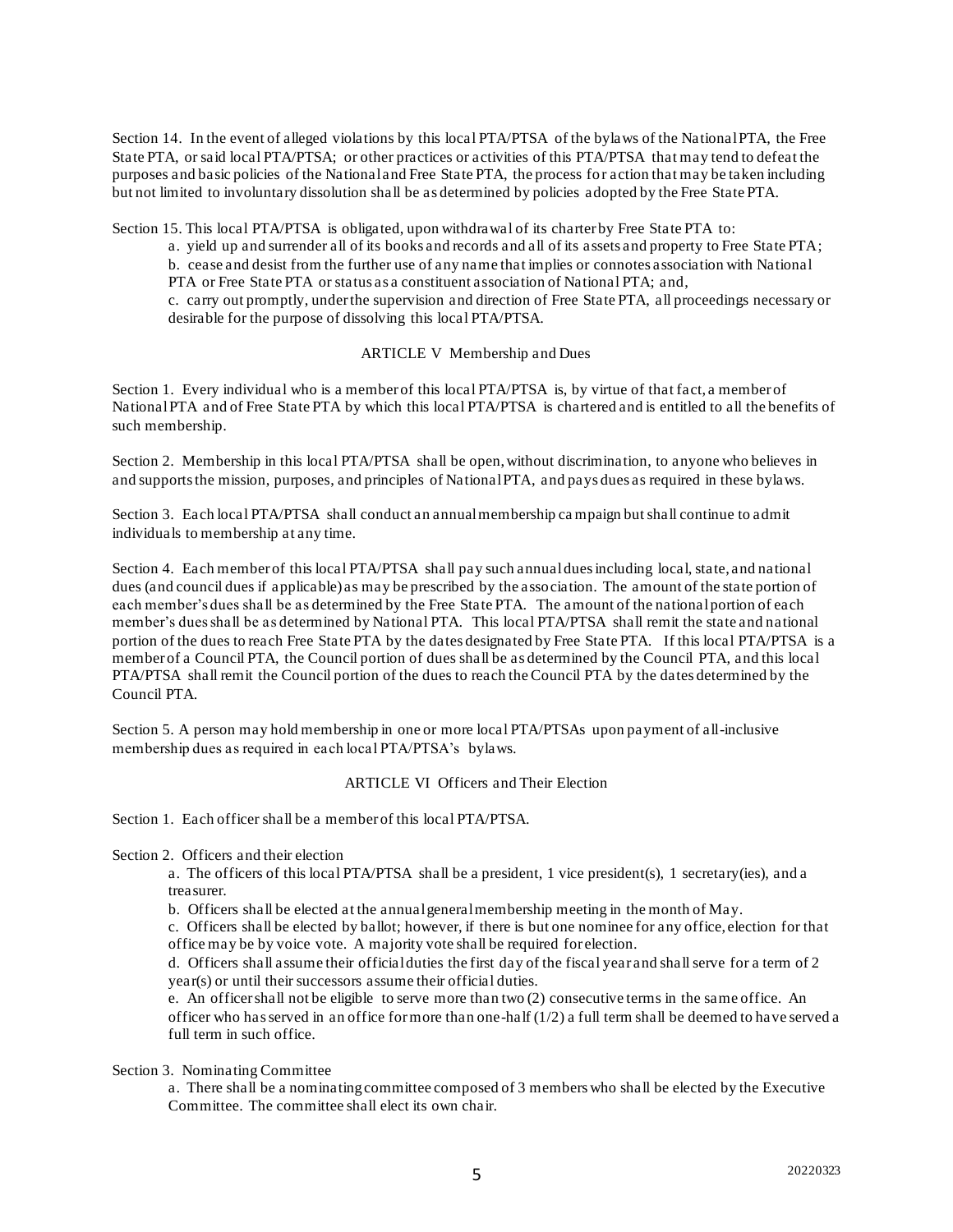Section 14. In the event of alleged violations by this local PTA/PTSA of the bylaws of the National PTA, the Free State PTA, or said local PTA/PTSA; or other practices or activities of this PTA/PTSA that may tend to defeat the purposes and basic policies of the National and Free State PTA, the process for action that may be taken including but not limited to involuntary dissolution shall be as determined by policies adopted by the Free State PTA.

Section 15. This local PTA/PTSA is obligated, upon withdrawal of its charter by Free State PTA to:

a. yield up and surrender all of its books and records and all of its assets and property to Free State PTA;
b. cease and desist from the further use of any name that implies or connotes association with National PTA or Free State PTA or status as a constituent association of National PTA; and,
c. carry out promptly, under the supervision and direction of Free State PTA, all proceedings necessary or desirable for the purpose of dissolving this local PTA/PTSA.

## ARTICLE V Membership and Dues

Section 1. Every individual who is a member of this local PTA/PTSA is, by virtue of that fact, a member of National PTA and of Free State PTA by which this local PTA/PTSA is chartered and is entitled to all the benefits of such membership.

Section 2. Membership in this local PTA/PTSA shall be open, without discrimination, to anyone who believes in and supports the mission, purposes, and principles of National PTA, and pays dues as required in these bylaws.

Section 3. Each local PTA/PTSA shall conduct an annual membership campaign but shall continue to admit individuals to membership at any time.

Section 4. Each member of this local PTA/PTSA shall pay such annual dues including local, state, and national dues (and council dues if applicable) as may be prescribed by the association. The amount of the state portion of each member's dues shall be as determined by the Free State PTA. The amount of the national portion of each member's dues shall be as determined by National PTA. This local PTA/PTSA shall remit the state and national portion of the dues to reach Free State PTA by the dates designated by Free State PTA. If this local PTA/PTSA is a member of a Council PTA, the Council portion of dues shall be as determined by the Council PTA, and this local PTA/PTSA shall remit the Council portion of the dues to reach the Council PTA by the dates determined by the Council PTA.

Section 5. A person may hold membership in one or more local PTA/PTSAs upon payment of all-inclusive membership dues as required in each local PTA/PTSA's bylaws.

## ARTICLE VI Officers and Their Election

Section 1. Each officer shall be a member of this local PTA/PTSA.

Section 2. Officers and their election

a. The officers of this local PTA/PTSA shall be a president, 1 vice president(s), 1 secretary(ies), and a treasurer.
b. Officers shall be elected at the annual general membership meeting in the month of May.
c. Officers shall be elected by ballot; however, if there is but one nominee for any office, election for that office may be by voice vote. A majority vote shall be required for election.
d. Officers shall assume their official duties the first day of the fiscal year and shall serve for a term of 2 year(s) or until their successors assume their official duties.
e. An officer shall not be eligible to serve more than two (2) consecutive terms in the same office. An officer who has served in an office for more than one-half (1/2) a full term shall be deemed to have served a full term in such office.

Section 3. Nominating Committee

a. There shall be a nominating committee composed of 3 members who shall be elected by the Executive Committee. The committee shall elect its own chair.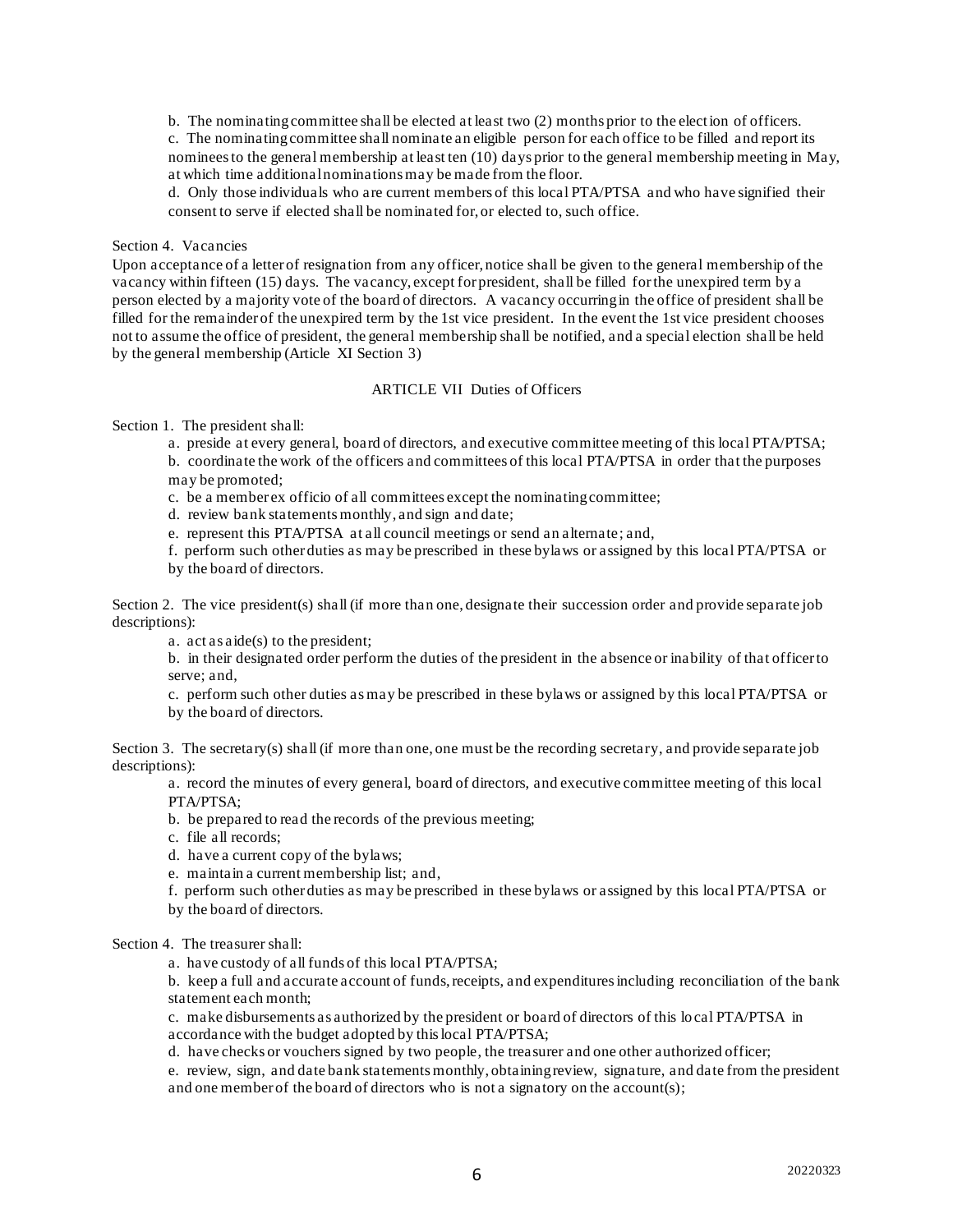b. The nominating committee shall be elected at least two (2) months prior to the election of officers.

c. The nominating committee shall nominate an eligible person for each office to be filled and report its nominees to the general membership at least ten (10) days prior to the general membership meeting in May, at which time additional nominations may be made from the floor.

d. Only those individuals who are current members of this local PTA/PTSA and who have signified their consent to serve if elected shall be nominated for, or elected to, such office.

Section 4. Vacancies

Upon acceptance of a letter of resignation from any officer, notice shall be given to the general membership of the vacancy within fifteen (15) days. The vacancy, except for president, shall be filled for the unexpired term by a person elected by a majority vote of the board of directors. A vacancy occurring in the office of president shall be filled for the remainder of the unexpired term by the 1st vice president. In the event the 1st vice president chooses not to assume the office of president, the general membership shall be notified, and a special election shall be held by the general membership (Article XI Section 3)

## ARTICLE VII Duties of Officers

Section 1. The president shall:

a. preside at every general, board of directors, and executive committee meeting of this local PTA/PTSA;

b. coordinate the work of the officers and committees of this local PTA/PTSA in order that the purposes may be promoted;

c. be a member ex officio of all committees except the nominating committee;

d. review bank statements monthly, and sign and date;

e. represent this PTA/PTSA at all council meetings or send an alternate; and,

f. perform such other duties as may be prescribed in these bylaws or assigned by this local PTA/PTSA or by the board of directors.

Section 2. The vice president(s) shall (if more than one, designate their succession order and provide separate job descriptions):

a. act as aide(s) to the president;

b. in their designated order perform the duties of the president in the absence or inability of that officer to serve; and,

c. perform such other duties as may be prescribed in these bylaws or assigned by this local PTA/PTSA or by the board of directors.

Section 3. The secretary(s) shall (if more than one, one must be the recording secretary, and provide separate job descriptions):

a. record the minutes of every general, board of directors, and executive committee meeting of this local PTA/PTSA;

b. be prepared to read the records of the previous meeting;

c. file all records;

d. have a current copy of the bylaws;

e. maintain a current membership list; and,

f. perform such other duties as may be prescribed in these bylaws or assigned by this local PTA/PTSA or by the board of directors.

Section 4. The treasurer shall:

a. have custody of all funds of this local PTA/PTSA;

b. keep a full and accurate account of funds, receipts, and expenditures including reconciliation of the bank statement each month;

c. make disbursements as authorized by the president or board of directors of this local PTA/PTSA in accordance with the budget adopted by this local PTA/PTSA;

d. have checks or vouchers signed by two people, the treasurer and one other authorized officer;

e. review, sign, and date bank statements monthly, obtaining review, signature, and date from the president and one member of the board of directors who is not a signatory on the account(s);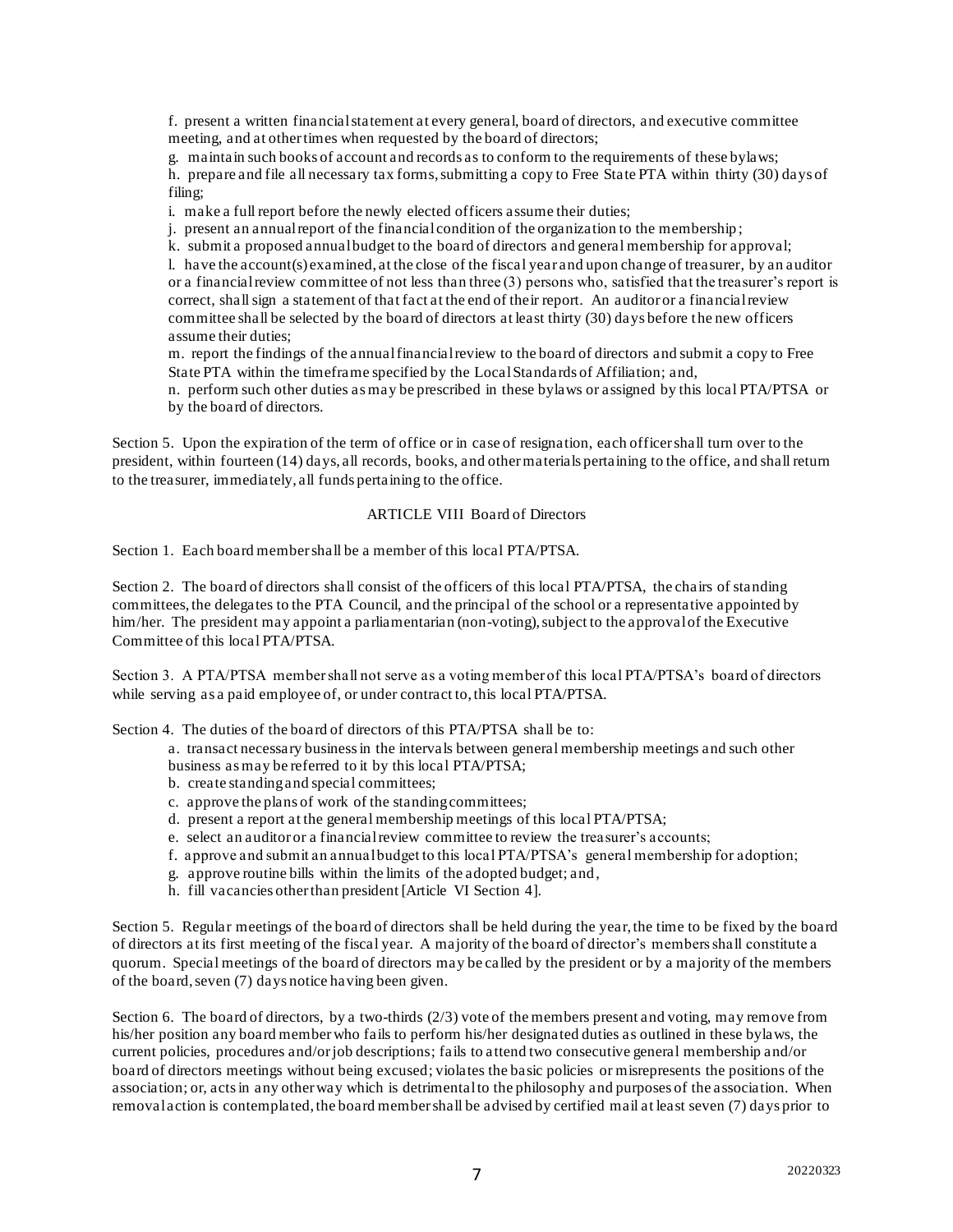f. present a written financial statement at every general, board of directors, and executive committee meeting, and at other times when requested by the board of directors;

g. maintain such books of account and records as to conform to the requirements of these bylaws;

h. prepare and file all necessary tax forms, submitting a copy to Free State PTA within thirty (30) days of filing;

i. make a full report before the newly elected officers assume their duties;

j. present an annual report of the financial condition of the organization to the membership;

k. submit a proposed annual budget to the board of directors and general membership for approval;

l. have the account(s) examined, at the close of the fiscal year and upon change of treasurer, by an auditor or a financial review committee of not less than three (3) persons who, satisfied that the treasurer's report is correct, shall sign a statement of that fact at the end of their report. An auditor or a financial review committee shall be selected by the board of directors at least thirty (30) days before the new officers assume their duties;

m. report the findings of the annual financial review to the board of directors and submit a copy to Free State PTA within the timeframe specified by the Local Standards of Affiliation; and,

n. perform such other duties as may be prescribed in these bylaws or assigned by this local PTA/PTSA or by the board of directors.

Section 5. Upon the expiration of the term of office or in case of resignation, each officer shall turn over to the president, within fourteen (14) days, all records, books, and other materials pertaining to the office, and shall return to the treasurer, immediately, all funds pertaining to the office.

## ARTICLE VIII Board of Directors

Section 1. Each board member shall be a member of this local PTA/PTSA.

Section 2. The board of directors shall consist of the officers of this local PTA/PTSA, the chairs of standing committees, the delegates to the PTA Council, and the principal of the school or a representative appointed by him/her. The president may appoint a parliamentarian (non-voting), subject to the approval of the Executive Committee of this local PTA/PTSA.

Section 3. A PTA/PTSA member shall not serve as a voting member of this local PTA/PTSA's board of directors while serving as a paid employee of, or under contract to, this local PTA/PTSA.

Section 4. The duties of the board of directors of this PTA/PTSA shall be to:

a. transact necessary business in the intervals between general membership meetings and such other business as may be referred to it by this local PTA/PTSA;

b. create standing and special committees;

c. approve the plans of work of the standing committees;

d. present a report at the general membership meetings of this local PTA/PTSA;

e. select an auditor or a financial review committee to review the treasurer's accounts;

f. approve and submit an annual budget to this local PTA/PTSA's general membership for adoption;

g. approve routine bills within the limits of the adopted budget; and,

h. fill vacancies other than president [Article VI Section 4].

Section 5. Regular meetings of the board of directors shall be held during the year, the time to be fixed by the board of directors at its first meeting of the fiscal year. A majority of the board of director's members shall constitute a quorum. Special meetings of the board of directors may be called by the president or by a majority of the members of the board, seven (7) days notice having been given.

Section 6. The board of directors, by a two-thirds (2/3) vote of the members present and voting, may remove from his/her position any board member who fails to perform his/her designated duties as outlined in these bylaws, the current policies, procedures and/or job descriptions; fails to attend two consecutive general membership and/or board of directors meetings without being excused; violates the basic policies or misrepresents the positions of the association; or, acts in any other way which is detrimental to the philosophy and purposes of the association. When removal action is contemplated, the board member shall be advised by certified mail at least seven (7) days prior to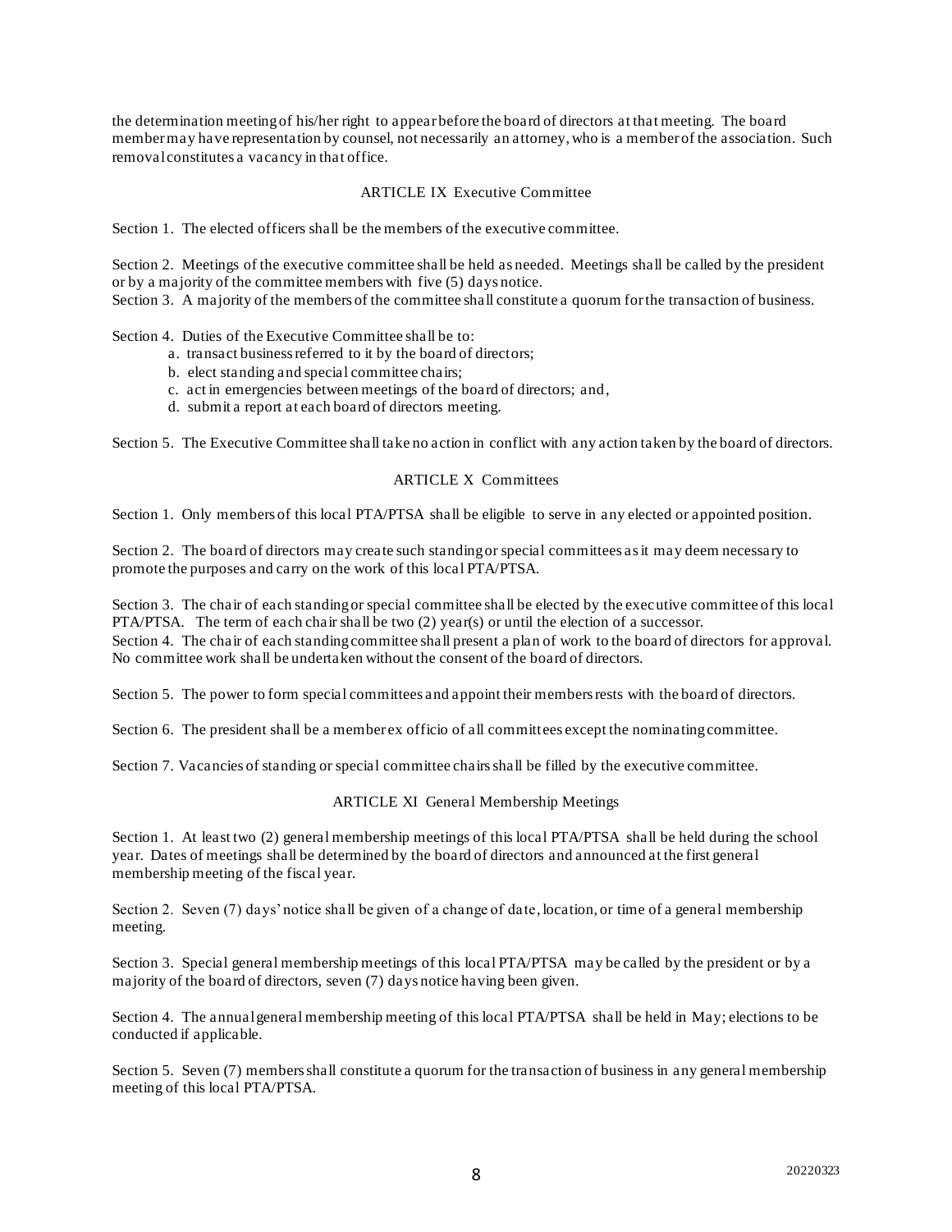the determination meeting of his/her right to appear before the board of directors at that meeting. The board member may have representation by counsel, not necessarily an attorney, who is a member of the association. Such removal constitutes a vacancy in that office.

## ARTICLE IX Executive Committee

Section 1. The elected officers shall be the members of the executive committee.

Section 2. Meetings of the executive committee shall be held as needed. Meetings shall be called by the president or by a majority of the committee members with five (5) days notice.
Section 3. A majority of the members of the committee shall constitute a quorum for the transaction of business.

Section 4. Duties of the Executive Committee shall be to:

a. transact business referred to it by the board of directors;
b. elect standing and special committee chairs;
c. act in emergencies between meetings of the board of directors; and,
d. submit a report at each board of directors meeting.

Section 5. The Executive Committee shall take no action in conflict with any action taken by the board of directors.

## ARTICLE X Committees

Section 1. Only members of this local PTA/PTSA shall be eligible to serve in any elected or appointed position.

Section 2. The board of directors may create such standing or special committees as it may deem necessary to promote the purposes and carry on the work of this local PTA/PTSA.

Section 3. The chair of each standing or special committee shall be elected by the executive committee of this local PTA/PTSA. The term of each chair shall be two (2) year(s) or until the election of a successor.
Section 4. The chair of each standing committee shall present a plan of work to the board of directors for approval. No committee work shall be undertaken without the consent of the board of directors.

Section 5. The power to form special committees and appoint their members rests with the board of directors.

Section 6. The president shall be a member ex officio of all committees except the nominating committee.

Section 7. Vacancies of standing or special committee chairs shall be filled by the executive committee.

## ARTICLE XI General Membership Meetings

Section 1. At least two (2) general membership meetings of this local PTA/PTSA shall be held during the school year. Dates of meetings shall be determined by the board of directors and announced at the first general membership meeting of the fiscal year.

Section 2. Seven (7) days' notice shall be given of a change of date, location, or time of a general membership meeting.

Section 3. Special general membership meetings of this local PTA/PTSA may be called by the president or by a majority of the board of directors, seven (7) days notice having been given.

Section 4. The annual general membership meeting of this local PTA/PTSA shall be held in May; elections to be conducted if applicable.

Section 5. Seven (7) members shall constitute a quorum for the transaction of business in any general membership meeting of this local PTA/PTSA.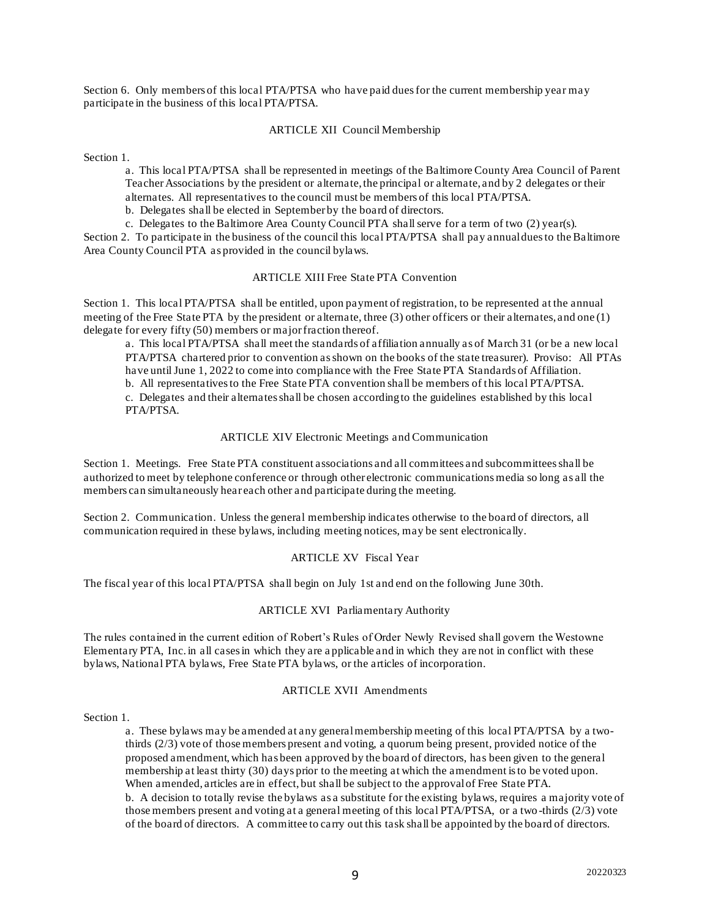Section 6. Only members of this local PTA/PTSA who have paid dues for the current membership year may participate in the business of this local PTA/PTSA.

## ARTICLE XII Council Membership

Section 1.

a. This local PTA/PTSA shall be represented in meetings of the Baltimore County Area Council of Parent Teacher Associations by the president or alternate, the principal or alternate, and by 2 delegates or their alternates. All representatives to the council must be members of this local PTA/PTSA.

b. Delegates shall be elected in September by the board of directors.

c. Delegates to the Baltimore Area County Council PTA shall serve for a term of two (2) year(s).

Section 2. To participate in the business of the council this local PTA/PTSA shall pay annual dues to the Baltimore Area County Council PTA as provided in the council bylaws.

## ARTICLE XIII Free State PTA Convention

Section 1. This local PTA/PTSA shall be entitled, upon payment of registration, to be represented at the annual meeting of the Free State PTA by the president or alternate, three (3) other officers or their alternates, and one (1) delegate for every fifty (50) members or major fraction thereof.

a. This local PTA/PTSA shall meet the standards of affiliation annually as of March 31 (or be a new local PTA/PTSA chartered prior to convention as shown on the books of the state treasurer). Proviso: All PTAs have until June 1, 2022 to come into compliance with the Free State PTA Standards of Affiliation.

b. All representatives to the Free State PTA convention shall be members of this local PTA/PTSA.

c. Delegates and their alternates shall be chosen according to the guidelines established by this local PTA/PTSA.

## ARTICLE XIV Electronic Meetings and Communication

Section 1. Meetings. Free State PTA constituent associations and all committees and subcommittees shall be authorized to meet by telephone conference or through other electronic communications media so long as all the members can simultaneously hear each other and participate during the meeting.

Section 2. Communication. Unless the general membership indicates otherwise to the board of directors, all communication required in these bylaws, including meeting notices, may be sent electronically.

## ARTICLE XV Fiscal Year

The fiscal year of this local PTA/PTSA shall begin on July 1st and end on the following June 30th.

## ARTICLE XVI Parliamentary Authority

The rules contained in the current edition of Robert's Rules of Order Newly Revised shall govern the Westowne Elementary PTA, Inc. in all cases in which they are applicable and in which they are not in conflict with these bylaws, National PTA bylaws, Free State PTA bylaws, or the articles of incorporation.

## ARTICLE XVII Amendments

Section 1.

a. These bylaws may be amended at any general membership meeting of this local PTA/PTSA by a two-thirds (2/3) vote of those members present and voting, a quorum being present, provided notice of the proposed amendment, which has been approved by the board of directors, has been given to the general membership at least thirty (30) days prior to the meeting at which the amendment is to be voted upon. When amended, articles are in effect, but shall be subject to the approval of Free State PTA.

b. A decision to totally revise the bylaws as a substitute for the existing bylaws, requires a majority vote of those members present and voting at a general meeting of this local PTA/PTSA, or a two-thirds (2/3) vote of the board of directors. A committee to carry out this task shall be appointed by the board of directors.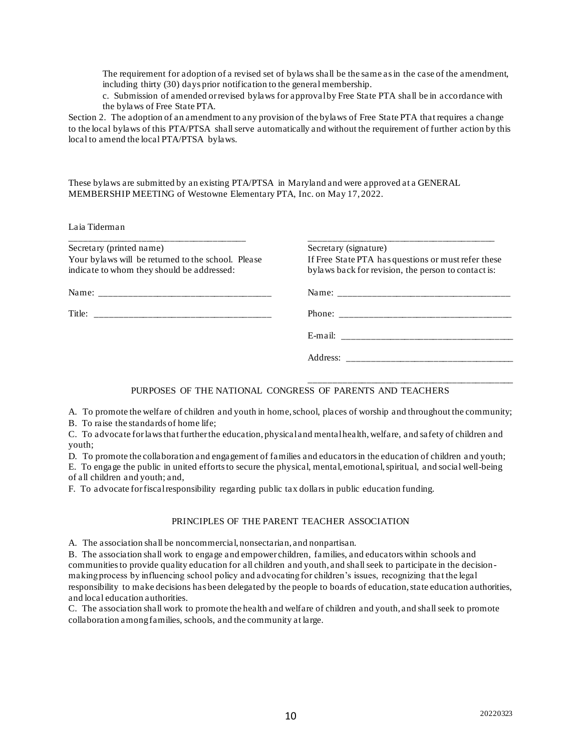The requirement for adoption of a revised set of bylaws shall be the same as in the case of the amendment, including thirty (30) days prior notification to the general membership.

c. Submission of amended or revised bylaws for approval by Free State PTA shall be in accordance with the bylaws of Free State PTA.

Section 2. The adoption of an amendment to any provision of the bylaws of Free State PTA that requires a change to the local bylaws of this PTA/PTSA shall serve automatically and without the requirement of further action by this local to amend the local PTA/PTSA bylaws.

These bylaws are submitted by an existing PTA/PTSA in Maryland and were approved at a GENERAL MEMBERSHIP MEETING of Westowne Elementary PTA, Inc. on May 17, 2022.

Laia Tiderman
______________________________________
Secretary (printed name)

______________________________________
Secretary (signature)

Your bylaws will be returned to the school. Please indicate to whom they should be addressed:

Name: ______________________________________

Title: ______________________________________

If Free State PTA has questions or must refer these bylaws back for revision, the person to contact is:

Name: ______________________________________

Phone: ______________________________________

E-mail: ______________________________________

Address: ______________________________________

______________________________________

## PURPOSES OF THE NATIONAL CONGRESS OF PARENTS AND TEACHERS

A. To promote the welfare of children and youth in home, school, places of worship and throughout the community;

B. To raise the standards of home life;

C. To advocate for laws that further the education, physical and mental health, welfare, and safety of children and youth;

D. To promote the collaboration and engagement of families and educators in the education of children and youth;

E. To engage the public in united efforts to secure the physical, mental, emotional, spiritual, and social well-being of all children and youth; and,

F. To advocate for fiscal responsibility regarding public tax dollars in public education funding.

## PRINCIPLES OF THE PARENT TEACHER ASSOCIATION

A. The association shall be noncommercial, nonsectarian, and nonpartisan.

B. The association shall work to engage and empower children, families, and educators within schools and communities to provide quality education for all children and youth, and shall seek to participate in the decision-making process by influencing school policy and advocating for children's issues, recognizing that the legal responsibility to make decisions has been delegated by the people to boards of education, state education authorities, and local education authorities.

C. The association shall work to promote the health and welfare of children and youth, and shall seek to promote collaboration among families, schools, and the community at large.

20220323